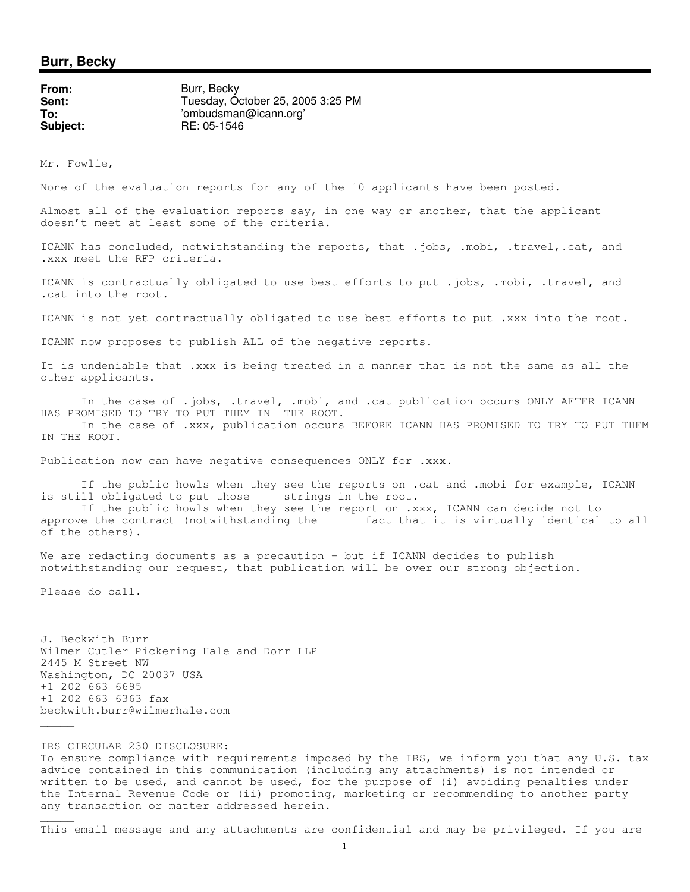## Burr, Becky

**From:** Burr, Becky
**Sent:** Tuesday, October 25, 2005 3:25 PM
**To:** 'ombudsman@icann.org'
**Subject:** RE: 05-1546

Mr. Fowlie,

None of the evaluation reports for any of the 10 applicants have been posted.

Almost all of the evaluation reports say, in one way or another, that the applicant doesn't meet at least some of the criteria.

ICANN has concluded, notwithstanding the reports, that .jobs, .mobi, .travel,.cat, and .xxx meet the RFP criteria.

ICANN is contractually obligated to use best efforts to put .jobs, .mobi, .travel, and .cat into the root.

ICANN is not yet contractually obligated to use best efforts to put .xxx into the root.

ICANN now proposes to publish ALL of the negative reports.

It is undeniable that .xxx is being treated in a manner that is not the same as all the other applicants.

In the case of .jobs, .travel, .mobi, and .cat publication occurs ONLY AFTER ICANN HAS PROMISED TO TRY TO PUT THEM IN THE ROOT.
In the case of .xxx, publication occurs BEFORE ICANN HAS PROMISED TO TRY TO PUT THEM IN THE ROOT.

Publication now can have negative consequences ONLY for .xxx.

If the public howls when they see the reports on .cat and .mobi for example, ICANN is still obligated to put those strings in the root.
If the public howls when they see the report on .xxx, ICANN can decide not to approve the contract (notwithstanding the fact that it is virtually identical to all of the others).

We are redacting documents as a precaution – but if ICANN decides to publish notwithstanding our request, that publication will be over our strong objection.

Please do call.

J. Beckwith Burr
Wilmer Cutler Pickering Hale and Dorr LLP
2445 M Street NW
Washington, DC 20037 USA
+1 202 663 6695
+1 202 663 6363 fax
beckwith.burr@wilmerhale.com

_____

IRS CIRCULAR 230 DISCLOSURE:
To ensure compliance with requirements imposed by the IRS, we inform you that any U.S. tax advice contained in this communication (including any attachments) is not intended or written to be used, and cannot be used, for the purpose of (i) avoiding penalties under the Internal Revenue Code or (ii) promoting, marketing or recommending to another party any transaction or matter addressed herein.

_____

This email message and any attachments are confidential and may be privileged. If you are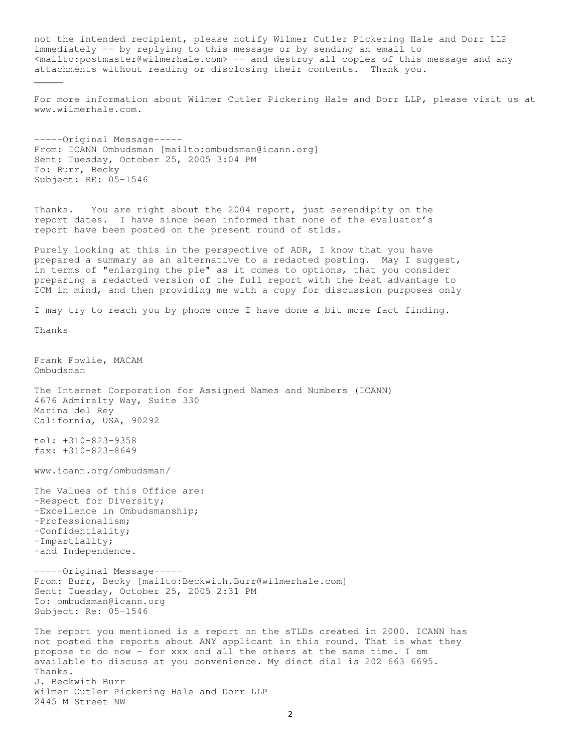not the intended recipient, please notify Wilmer Cutler Pickering Hale and Dorr LLP immediately -- by replying to this message or by sending an email to <mailto:postmaster@wilmerhale.com> -- and destroy all copies of this message and any attachments without reading or disclosing their contents. Thank you.

_____

For more information about Wilmer Cutler Pickering Hale and Dorr LLP, please visit us at www.wilmerhale.com.

-----Original Message-----
From: ICANN Ombudsman [mailto:ombudsman@icann.org]
Sent: Tuesday, October 25, 2005 3:04 PM
To: Burr, Becky
Subject: RE: 05-1546

Thanks. You are right about the 2004 report, just serendipity on the report dates. I have since been informed that none of the evaluator's report have been posted on the present round of stlds.

Purely looking at this in the perspective of ADR, I know that you have prepared a summary as an alternative to a redacted posting. May I suggest, in terms of "enlarging the pie" as it comes to options, that you consider preparing a redacted version of the full report with the best advantage to ICM in mind, and then providing me with a copy for discussion purposes only

I may try to reach you by phone once I have done a bit more fact finding.

Thanks

Frank Fowlie, MACAM
Ombudsman

The Internet Corporation for Assigned Names and Numbers (ICANN)
4676 Admiralty Way, Suite 330
Marina del Rey
California, USA, 90292

tel: +310-823-9358
fax: +310-823-8649

www.icann.org/ombudsman/

The Values of this Office are:
-Respect for Diversity;
-Excellence in Ombudsmanship;
-Professionalism;
-Confidentiality;
-Impartiality;
-and Independence.

-----Original Message-----
From: Burr, Becky [mailto:Beckwith.Burr@wilmerhale.com]
Sent: Tuesday, October 25, 2005 2:31 PM
To: ombudsman@icann.org
Subject: Re: 05-1546

The report you mentioned is a report on the sTLDs created in 2000. ICANN has not posted the reports about ANY applicant in this round. That is what they propose to do now - for xxx and all the others at the same time. I am available to discuss at you convenience. My diect dial is 202 663 6695.
Thanks.
J. Beckwith Burr
Wilmer Cutler Pickering Hale and Dorr LLP
2445 M Street NW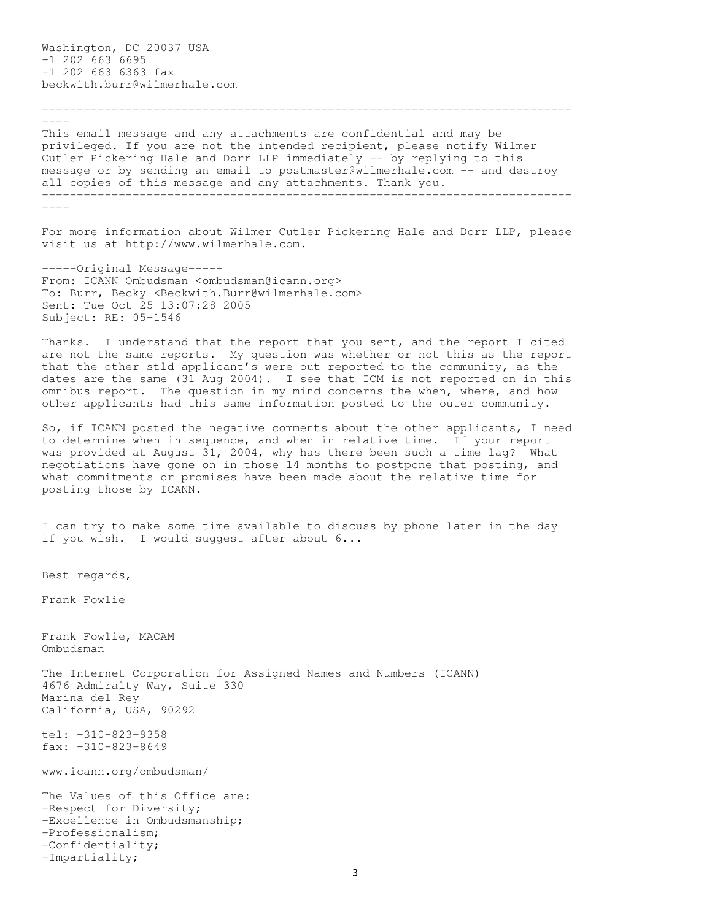Washington, DC 20037 USA
+1 202 663 6695
+1 202 663 6363 fax
beckwith.burr@wilmerhale.com

-----------------------------------------------------------------------------
----

This email message and any attachments are confidential and may be privileged. If you are not the intended recipient, please notify Wilmer Cutler Pickering Hale and Dorr LLP immediately -- by replying to this message or by sending an email to postmaster@wilmerhale.com -- and destroy all copies of this message and any attachments. Thank you.

-----------------------------------------------------------------------------
----

For more information about Wilmer Cutler Pickering Hale and Dorr LLP, please visit us at http://www.wilmerhale.com.

-----Original Message-----
From: ICANN Ombudsman <ombudsman@icann.org>
To: Burr, Becky <Beckwith.Burr@wilmerhale.com>
Sent: Tue Oct 25 13:07:28 2005
Subject: RE: 05-1546

Thanks. I understand that the report that you sent, and the report I cited are not the same reports. My question was whether or not this as the report that the other stld applicant's were out reported to the community, as the dates are the same (31 Aug 2004). I see that ICM is not reported on in this omnibus report. The question in my mind concerns the when, where, and how other applicants had this same information posted to the outer community.

So, if ICANN posted the negative comments about the other applicants, I need to determine when in sequence, and when in relative time. If your report was provided at August 31, 2004, why has there been such a time lag? What negotiations have gone on in those 14 months to postpone that posting, and what commitments or promises have been made about the relative time for posting those by ICANN.

I can try to make some time available to discuss by phone later in the day if you wish. I would suggest after about 6...

Best regards,

Frank Fowlie

Frank Fowlie, MACAM
Ombudsman

The Internet Corporation for Assigned Names and Numbers (ICANN)
4676 Admiralty Way, Suite 330
Marina del Rey
California, USA, 90292

tel: +310-823-9358
fax: +310-823-8649

www.icann.org/ombudsman/

The Values of this Office are:
-Respect for Diversity;
-Excellence in Ombudsmanship;
-Professionalism;
-Confidentiality;
-Impartiality;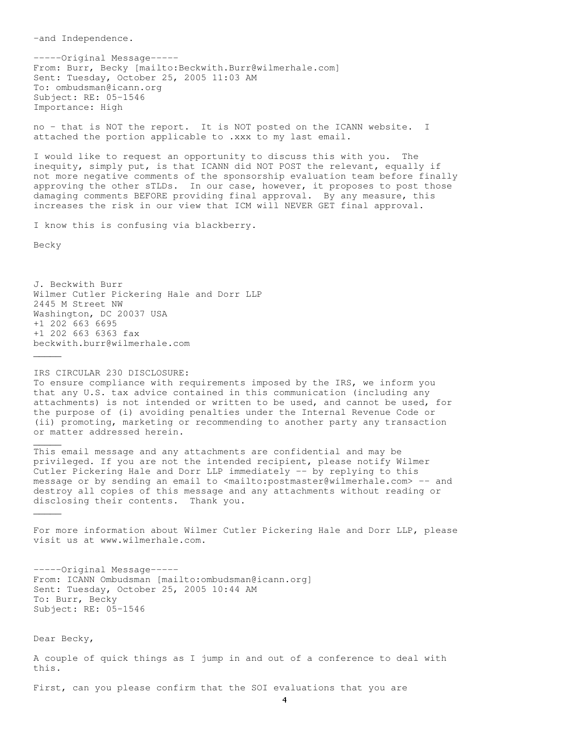-and Independence.

-----Original Message-----
From: Burr, Becky [mailto:Beckwith.Burr@wilmerhale.com]
Sent: Tuesday, October 25, 2005 11:03 AM
To: ombudsman@icann.org
Subject: RE: 05-1546
Importance: High

no - that is NOT the report. It is NOT posted on the ICANN website. I attached the portion applicable to .xxx to my last email.

I would like to request an opportunity to discuss this with you. The inequity, simply put, is that ICANN did NOT POST the relevant, equally if not more negative comments of the sponsorship evaluation team before finally approving the other sTLDs. In our case, however, it proposes to post those damaging comments BEFORE providing final approval. By any measure, this increases the risk in our view that ICM will NEVER GET final approval.

I know this is confusing via blackberry.

Becky

J. Beckwith Burr
Wilmer Cutler Pickering Hale and Dorr LLP
2445 M Street NW
Washington, DC 20037 USA
+1 202 663 6695
+1 202 663 6363 fax
beckwith.burr@wilmerhale.com

_____

IRS CIRCULAR 230 DISCLOSURE:
To ensure compliance with requirements imposed by the IRS, we inform you that any U.S. tax advice contained in this communication (including any attachments) is not intended or written to be used, and cannot be used, for the purpose of (i) avoiding penalties under the Internal Revenue Code or (ii) promoting, marketing or recommending to another party any transaction or matter addressed herein.

_____

This email message and any attachments are confidential and may be privileged. If you are not the intended recipient, please notify Wilmer Cutler Pickering Hale and Dorr LLP immediately -- by replying to this message or by sending an email to <mailto:postmaster@wilmerhale.com> -- and destroy all copies of this message and any attachments without reading or disclosing their contents. Thank you.

_____

For more information about Wilmer Cutler Pickering Hale and Dorr LLP, please visit us at www.wilmerhale.com.

-----Original Message-----
From: ICANN Ombudsman [mailto:ombudsman@icann.org]
Sent: Tuesday, October 25, 2005 10:44 AM
To: Burr, Becky
Subject: RE: 05-1546

Dear Becky,

A couple of quick things as I jump in and out of a conference to deal with this.

First, can you please confirm that the SOI evaluations that you are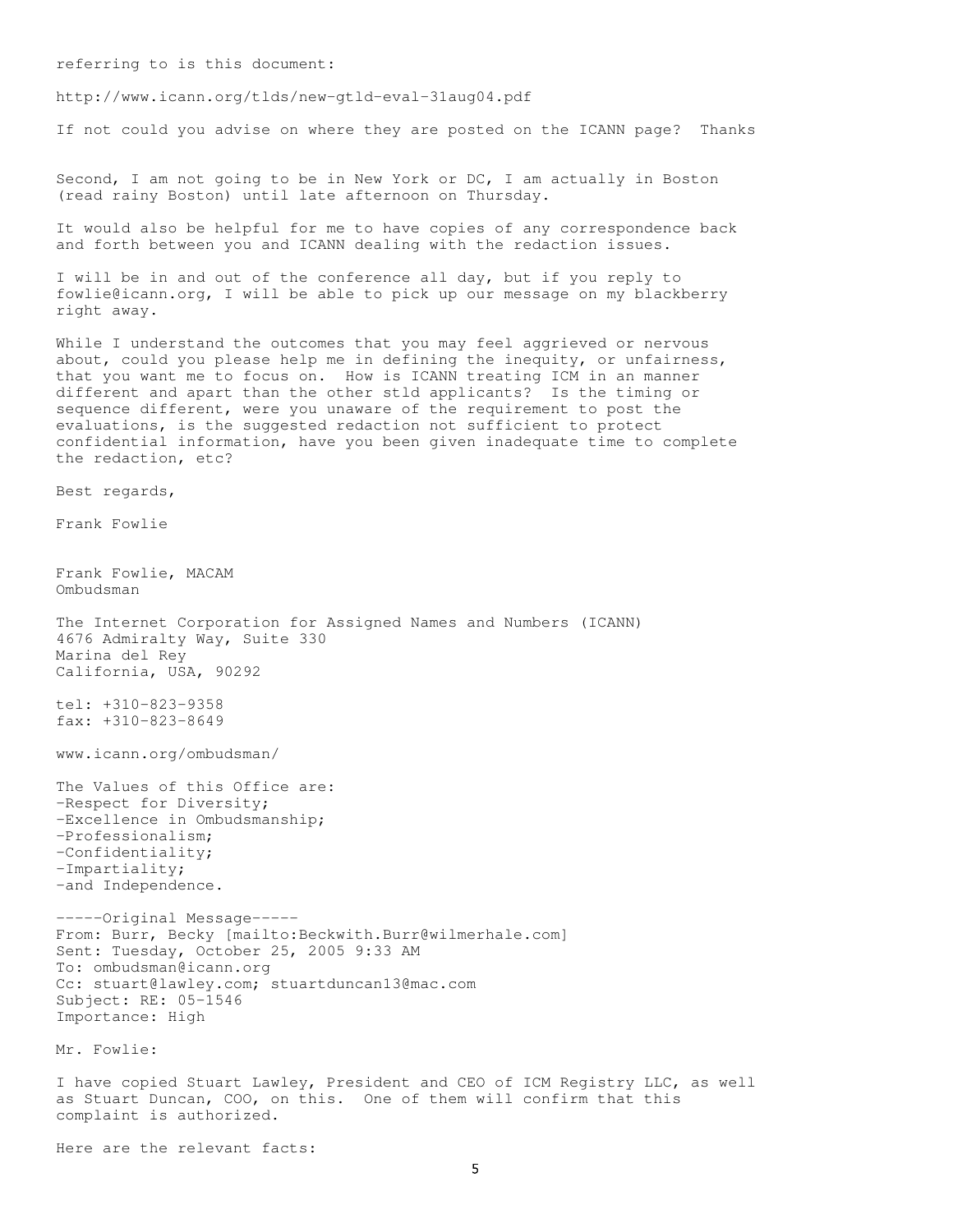referring to is this document:

http://www.icann.org/tlds/new-gtld-eval-31aug04.pdf

If not could you advise on where they are posted on the ICANN page? Thanks

Second, I am not going to be in New York or DC, I am actually in Boston (read rainy Boston) until late afternoon on Thursday.

It would also be helpful for me to have copies of any correspondence back and forth between you and ICANN dealing with the redaction issues.

I will be in and out of the conference all day, but if you reply to fowlie@icann.org, I will be able to pick up our message on my blackberry right away.

While I understand the outcomes that you may feel aggrieved or nervous about, could you please help me in defining the inequity, or unfairness, that you want me to focus on. How is ICANN treating ICM in an manner different and apart than the other stld applicants? Is the timing or sequence different, were you unaware of the requirement to post the evaluations, is the suggested redaction not sufficient to protect confidential information, have you been given inadequate time to complete the redaction, etc?

Best regards,

Frank Fowlie

Frank Fowlie, MACAM
Ombudsman

The Internet Corporation for Assigned Names and Numbers (ICANN)
4676 Admiralty Way, Suite 330
Marina del Rey
California, USA, 90292

tel: +310-823-9358
fax: +310-823-8649

www.icann.org/ombudsman/

The Values of this Office are:
-Respect for Diversity;
-Excellence in Ombudsmanship;
-Professionalism;
-Confidentiality;
-Impartiality;
-and Independence.

-----Original Message-----
From: Burr, Becky [mailto:Beckwith.Burr@wilmerhale.com]
Sent: Tuesday, October 25, 2005 9:33 AM
To: ombudsman@icann.org
Cc: stuart@lawley.com; stuartduncan13@mac.com
Subject: RE: 05-1546
Importance: High

Mr. Fowlie:

I have copied Stuart Lawley, President and CEO of ICM Registry LLC, as well as Stuart Duncan, COO, on this. One of them will confirm that this complaint is authorized.

Here are the relevant facts: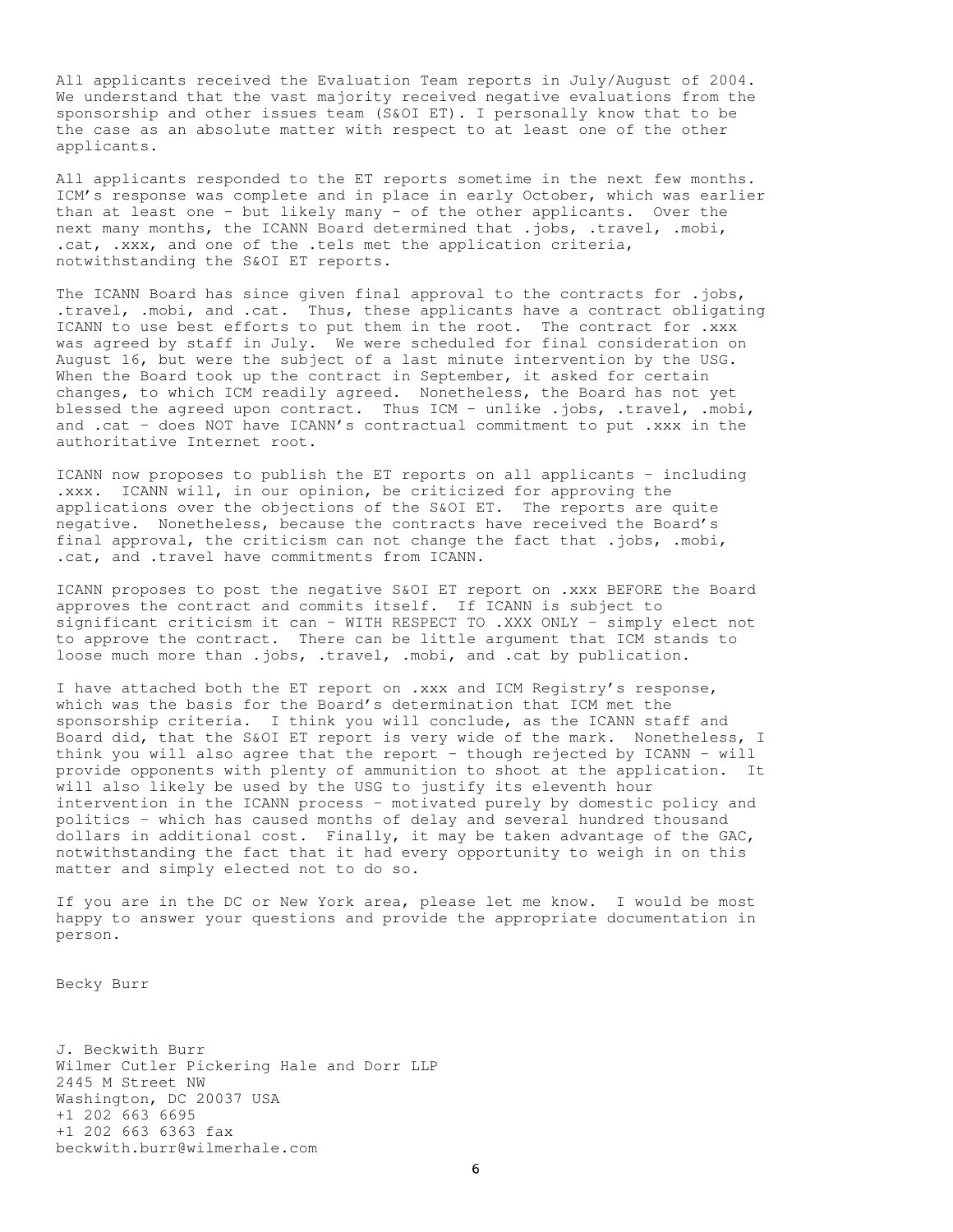All applicants received the Evaluation Team reports in July/August of 2004. We understand that the vast majority received negative evaluations from the sponsorship and other issues team (S&OI ET). I personally know that to be the case as an absolute matter with respect to at least one of the other applicants.

All applicants responded to the ET reports sometime in the next few months. ICM's response was complete and in place in early October, which was earlier than at least one – but likely many – of the other applicants. Over the next many months, the ICANN Board determined that .jobs, .travel, .mobi, .cat, .xxx, and one of the .tels met the application criteria, notwithstanding the S&OI ET reports.

The ICANN Board has since given final approval to the contracts for .jobs, .travel, .mobi, and .cat. Thus, these applicants have a contract obligating ICANN to use best efforts to put them in the root. The contract for .xxx was agreed by staff in July. We were scheduled for final consideration on August 16, but were the subject of a last minute intervention by the USG. When the Board took up the contract in September, it asked for certain changes, to which ICM readily agreed. Nonetheless, the Board has not yet blessed the agreed upon contract. Thus ICM – unlike .jobs, .travel, .mobi, and .cat – does NOT have ICANN's contractual commitment to put .xxx in the authoritative Internet root.

ICANN now proposes to publish the ET reports on all applicants – including .xxx. ICANN will, in our opinion, be criticized for approving the applications over the objections of the S&OI ET. The reports are quite negative. Nonetheless, because the contracts have received the Board's final approval, the criticism can not change the fact that .jobs, .mobi, .cat, and .travel have commitments from ICANN.

ICANN proposes to post the negative S&OI ET report on .xxx BEFORE the Board approves the contract and commits itself. If ICANN is subject to significant criticism it can – WITH RESPECT TO .XXX ONLY – simply elect not to approve the contract. There can be little argument that ICM stands to loose much more than .jobs, .travel, .mobi, and .cat by publication.

I have attached both the ET report on .xxx and ICM Registry's response, which was the basis for the Board's determination that ICM met the sponsorship criteria. I think you will conclude, as the ICANN staff and Board did, that the S&OI ET report is very wide of the mark. Nonetheless, I think you will also agree that the report – though rejected by ICANN – will provide opponents with plenty of ammunition to shoot at the application. It will also likely be used by the USG to justify its eleventh hour intervention in the ICANN process – motivated purely by domestic policy and politics – which has caused months of delay and several hundred thousand dollars in additional cost. Finally, it may be taken advantage of the GAC, notwithstanding the fact that it had every opportunity to weigh in on this matter and simply elected not to do so.

If you are in the DC or New York area, please let me know. I would be most happy to answer your questions and provide the appropriate documentation in person.

Becky Burr

J. Beckwith Burr
Wilmer Cutler Pickering Hale and Dorr LLP
2445 M Street NW
Washington, DC 20037 USA
+1 202 663 6695
+1 202 663 6363 fax
beckwith.burr@wilmerhale.com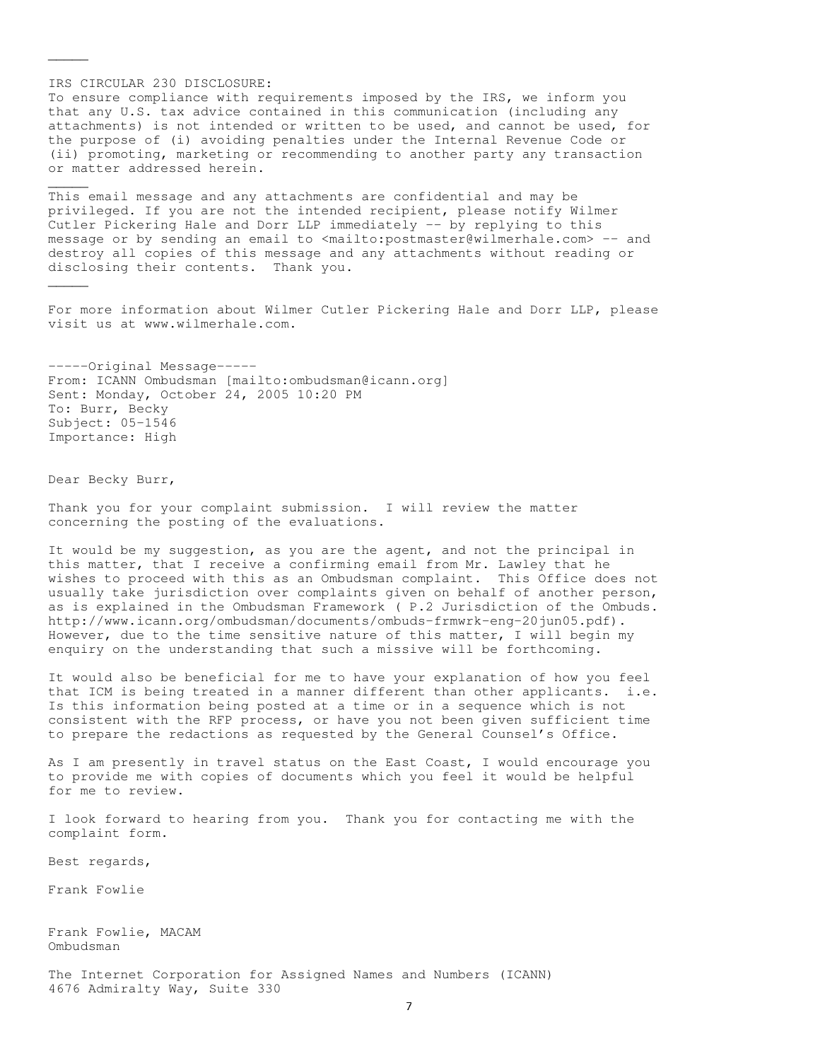_____

IRS CIRCULAR 230 DISCLOSURE:
To ensure compliance with requirements imposed by the IRS, we inform you that any U.S. tax advice contained in this communication (including any attachments) is not intended or written to be used, and cannot be used, for the purpose of (i) avoiding penalties under the Internal Revenue Code or (ii) promoting, marketing or recommending to another party any transaction or matter addressed herein.

_____

This email message and any attachments are confidential and may be privileged. If you are not the intended recipient, please notify Wilmer Cutler Pickering Hale and Dorr LLP immediately -- by replying to this message or by sending an email to <mailto:postmaster@wilmerhale.com> -- and destroy all copies of this message and any attachments without reading or disclosing their contents. Thank you.

_____

For more information about Wilmer Cutler Pickering Hale and Dorr LLP, please visit us at www.wilmerhale.com.

-----Original Message-----
From: ICANN Ombudsman [mailto:ombudsman@icann.org]
Sent: Monday, October 24, 2005 10:20 PM
To: Burr, Becky
Subject: 05-1546
Importance: High

Dear Becky Burr,

Thank you for your complaint submission. I will review the matter concerning the posting of the evaluations.

It would be my suggestion, as you are the agent, and not the principal in this matter, that I receive a confirming email from Mr. Lawley that he wishes to proceed with this as an Ombudsman complaint. This Office does not usually take jurisdiction over complaints given on behalf of another person, as is explained in the Ombudsman Framework ( P.2 Jurisdiction of the Ombuds. http://www.icann.org/ombudsman/documents/ombuds-frmwrk-eng-20jun05.pdf). However, due to the time sensitive nature of this matter, I will begin my enquiry on the understanding that such a missive will be forthcoming.

It would also be beneficial for me to have your explanation of how you feel that ICM is being treated in a manner different than other applicants. i.e. Is this information being posted at a time or in a sequence which is not consistent with the RFP process, or have you not been given sufficient time to prepare the redactions as requested by the General Counsel's Office.

As I am presently in travel status on the East Coast, I would encourage you to provide me with copies of documents which you feel it would be helpful for me to review.

I look forward to hearing from you. Thank you for contacting me with the complaint form.

Best regards,

Frank Fowlie

Frank Fowlie, MACAM
Ombudsman

The Internet Corporation for Assigned Names and Numbers (ICANN)
4676 Admiralty Way, Suite 330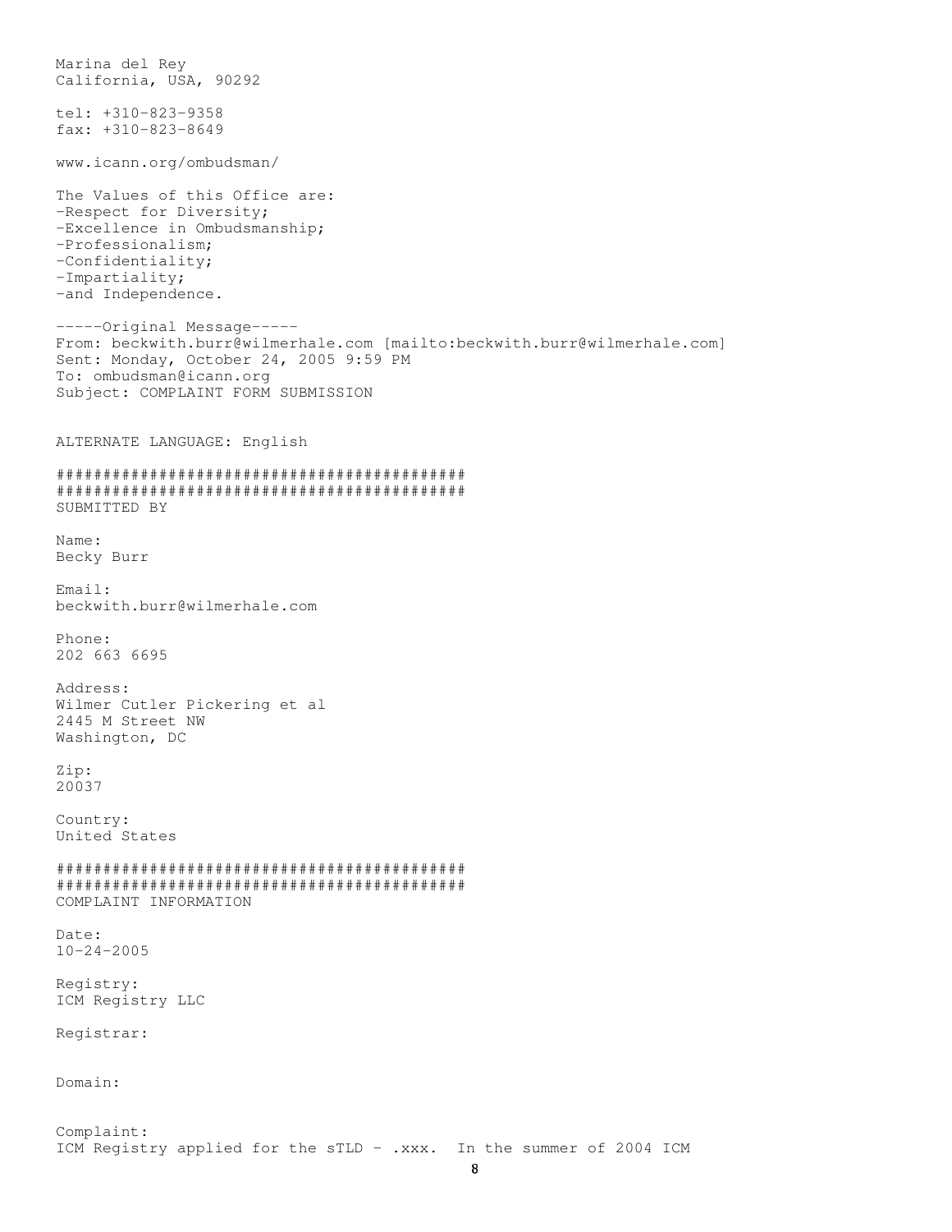Marina del Rey
California, USA, 90292

tel: +310-823-9358
fax: +310-823-8649

www.icann.org/ombudsman/

The Values of this Office are:
-Respect for Diversity;
-Excellence in Ombudsmanship;
-Professionalism;
-Confidentiality;
-Impartiality;
-and Independence.

-----Original Message-----
From: beckwith.burr@wilmerhale.com [mailto:beckwith.burr@wilmerhale.com]
Sent: Monday, October 24, 2005 9:59 PM
To: ombudsman@icann.org
Subject: COMPLAINT FORM SUBMISSION

ALTERNATE LANGUAGE: English

############################################
############################################
SUBMITTED BY

Name:
Becky Burr

Email:
beckwith.burr@wilmerhale.com

Phone:
202 663 6695

Address:
Wilmer Cutler Pickering et al
2445 M Street NW
Washington, DC

Zip:
20037

Country:
United States

############################################
############################################
COMPLAINT INFORMATION

Date:
10-24-2005

Registry:
ICM Registry LLC

Registrar:

Domain:

Complaint:
ICM Registry applied for the sTLD - .xxx. In the summer of 2004 ICM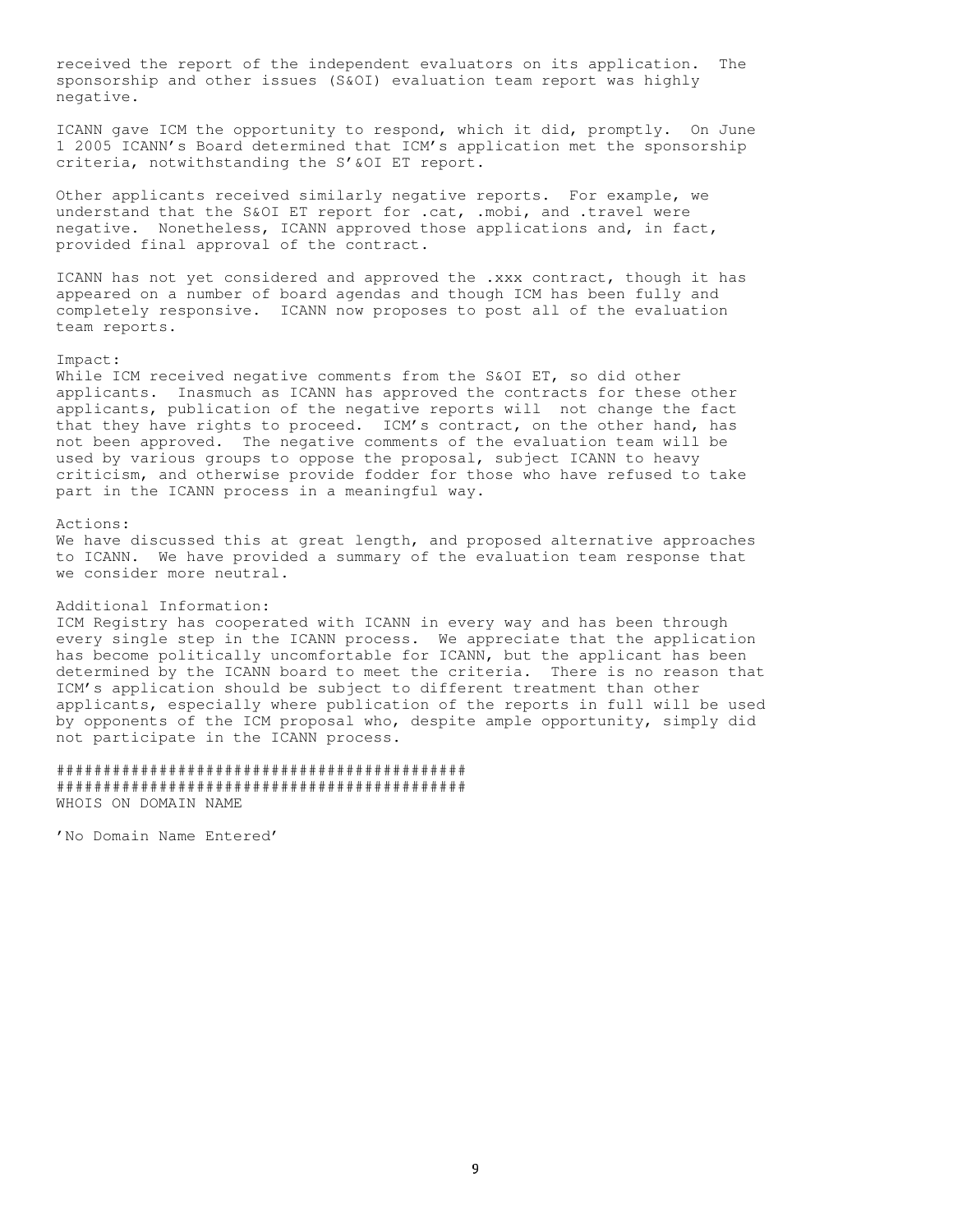received the report of the independent evaluators on its application. The sponsorship and other issues (S&OI) evaluation team report was highly negative.

ICANN gave ICM the opportunity to respond, which it did, promptly. On June 1 2005 ICANN's Board determined that ICM's application met the sponsorship criteria, notwithstanding the S'&OI ET report.

Other applicants received similarly negative reports. For example, we understand that the S&OI ET report for .cat, .mobi, and .travel were negative. Nonetheless, ICANN approved those applications and, in fact, provided final approval of the contract.

ICANN has not yet considered and approved the .xxx contract, though it has appeared on a number of board agendas and though ICM has been fully and completely responsive. ICANN now proposes to post all of the evaluation team reports.

Impact:
While ICM received negative comments from the S&OI ET, so did other applicants. Inasmuch as ICANN has approved the contracts for these other applicants, publication of the negative reports will not change the fact that they have rights to proceed. ICM's contract, on the other hand, has not been approved. The negative comments of the evaluation team will be used by various groups to oppose the proposal, subject ICANN to heavy criticism, and otherwise provide fodder for those who have refused to take part in the ICANN process in a meaningful way.

Actions:
We have discussed this at great length, and proposed alternative approaches to ICANN. We have provided a summary of the evaluation team response that we consider more neutral.

Additional Information:
ICM Registry has cooperated with ICANN in every way and has been through every single step in the ICANN process. We appreciate that the application has become politically uncomfortable for ICANN, but the applicant has been determined by the ICANN board to meet the criteria. There is no reason that ICM's application should be subject to different treatment than other applicants, especially where publication of the reports in full will be used by opponents of the ICM proposal who, despite ample opportunity, simply did not participate in the ICANN process.

############################################
############################################
WHOIS ON DOMAIN NAME

'No Domain Name Entered'